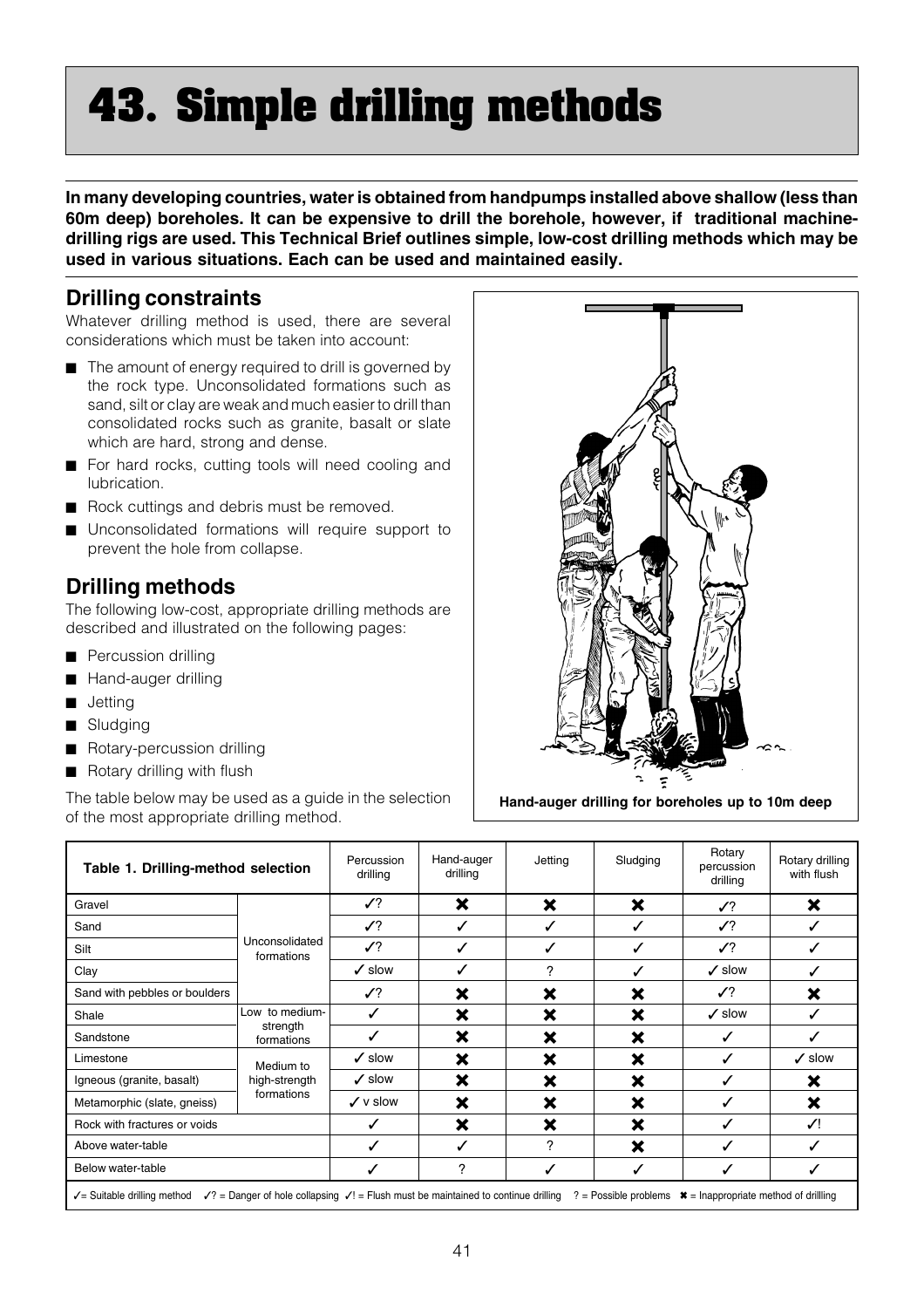# 43. Simple drilling methods

**In many developing countries, water is obtained from handpumps installed above shallow (less than 60m deep) boreholes. It can be expensive to drill the borehole, however, if traditional machine-drilling rigs are used. This Technical Brief outlines simple, low-cost drilling methods which may be used in various situations. Each can be used and maintained easily.**

## Drilling constraints

Whatever drilling method is used, there are several considerations which must be taken into account:

- The amount of energy required to drill is governed by the rock type. Unconsolidated formations such as sand, silt or clay are weak and much easier to drill than consolidated rocks such as granite, basalt or slate which are hard, strong and dense.
- For hard rocks, cutting tools will need cooling and lubrication.
- Rock cuttings and debris must be removed.
- Unconsolidated formations will require support to prevent the hole from collapse.

## Drilling methods

The following low-cost, appropriate drilling methods are described and illustrated on the following pages:

- Percussion drilling
- Hand-auger drilling
- Jetting
- Sludging
- Rotary-percussion drilling
- Rotary drilling with flush

The table below may be used as a guide in the selection of the most appropriate drilling method.

**Hand-auger drilling for boreholes up to 10m deep**

| Table 1. Drilling-method selection | | Percussion drilling | Hand-auger drilling | Jetting | Sludging | Rotary percussion drilling | Rotary drilling with flush |
|---|---|---|---|---|---|---|---|
| Gravel | Unconsolidated formations | ✓? | ✖ | ✖ | ✖ | ✓? | ✖ |
| Sand | | ✓? | ✓ | ✓ | ✓ | ✓? | ✓ |
| Silt | | ✓? | ✓ | ✓ | ✓ | ✓? | ✓ |
| Clay | | ✓ slow | ✓ | ? | ✓ | ✓ slow | ✓ |
| Sand with pebbles or boulders | | ✓? | ✖ | ✖ | ✖ | ✓? | ✖ |
| Shale | Low to medium-strength formations | ✓ | ✖ | ✖ | ✖ | ✓ slow | ✓ |
| Sandstone | | ✓ | ✖ | ✖ | ✖ | ✓ | ✓ |
| Limestone | Medium to high-strength formations | ✓ slow | ✖ | ✖ | ✖ | ✓ | ✓ slow |
| Igneous (granite, basalt) | | ✓ slow | ✖ | ✖ | ✖ | ✓ | ✖ |
| Metamorphic (slate, gneiss) | | ✓ v slow | ✖ | ✖ | ✖ | ✓ | ✖ |
| Rock with fractures or voids | | ✓ | ✖ | ✖ | ✖ | ✓ | ✓! |
| Above water-table | | ✓ | ✓ | ? | ✖ | ✓ | ✓ |
| Below water-table | | ✓ | ? | ✓ | ✓ | ✓ | ✓ |

✓= Suitable drilling method ✓? = Danger of hole collapsing ✓! = Flush must be maintained to continue drilling ? = Possible problems ✖ = Inappropriate method of drilling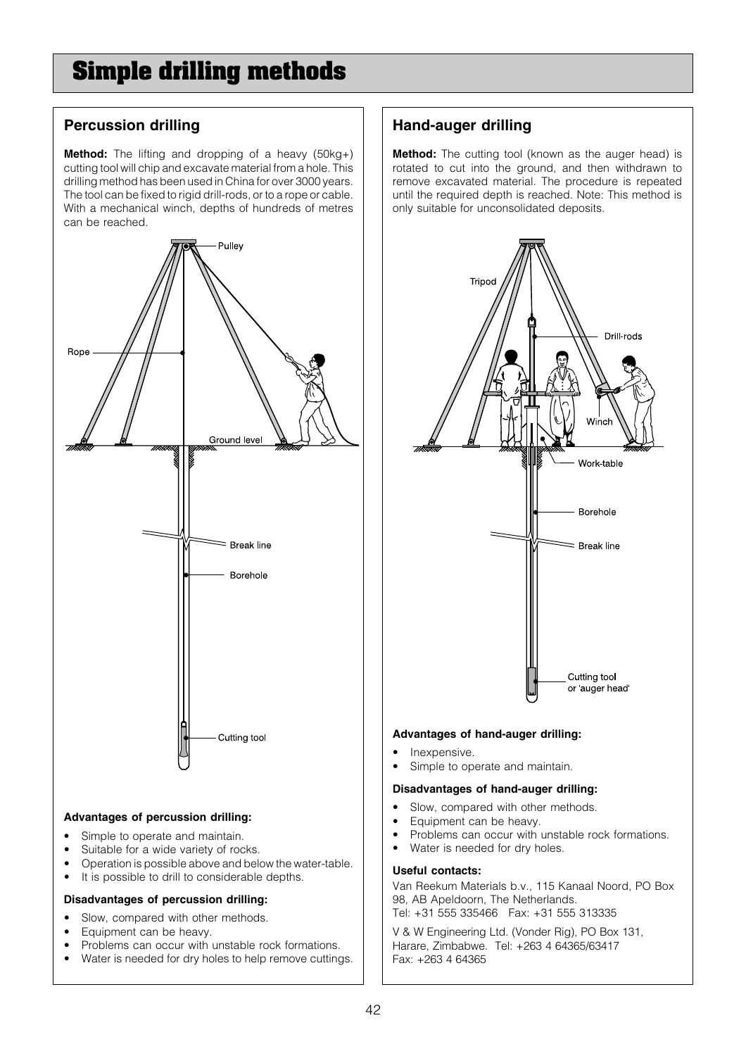# Simple drilling methods

## Percussion drilling

**Method:** The lifting and dropping of a heavy (50kg+) cutting tool will chip and excavate material from a hole. This drilling method has been used in China for over 3000 years. The tool can be fixed to rigid drill-rods, or to a rope or cable. With a mechanical winch, depths of hundreds of metres can be reached.

Pulley
Rope
Ground level
Break line
Borehole
Cutting tool

**Advantages of percussion drilling:**

- Simple to operate and maintain.
- Suitable for a wide variety of rocks.
- Operation is possible above and below the water-table.
- It is possible to drill to considerable depths.

**Disadvantages of percussion drilling:**

- Slow, compared with other methods.
- Equipment can be heavy.
- Problems can occur with unstable rock formations.
- Water is needed for dry holes to help remove cuttings.

## Hand-auger drilling

**Method:** The cutting tool (known as the auger head) is rotated to cut into the ground, and then withdrawn to remove excavated material. The procedure is repeated until the required depth is reached. Note: This method is only suitable for unconsolidated deposits.

Tripod
Drill-rods
Winch
Work-table
Borehole
Break line
Cutting tool or 'auger head'

**Advantages of hand-auger drilling:**

- Inexpensive.
- Simple to operate and maintain.

**Disadvantages of hand-auger drilling:**

- Slow, compared with other methods.
- Equipment can be heavy.
- Problems can occur with unstable rock formations.
- Water is needed for dry holes.

**Useful contacts:**

Van Reekum Materials b.v., 115 Kanaal Noord, PO Box 98, AB Apeldoorn, The Netherlands.
Tel: +31 555 335466 Fax: +31 555 313335

V & W Engineering Ltd. (Vonder Rig), PO Box 131, Harare, Zimbabwe. Tel: +263 4 64365/63417
Fax: +263 4 64365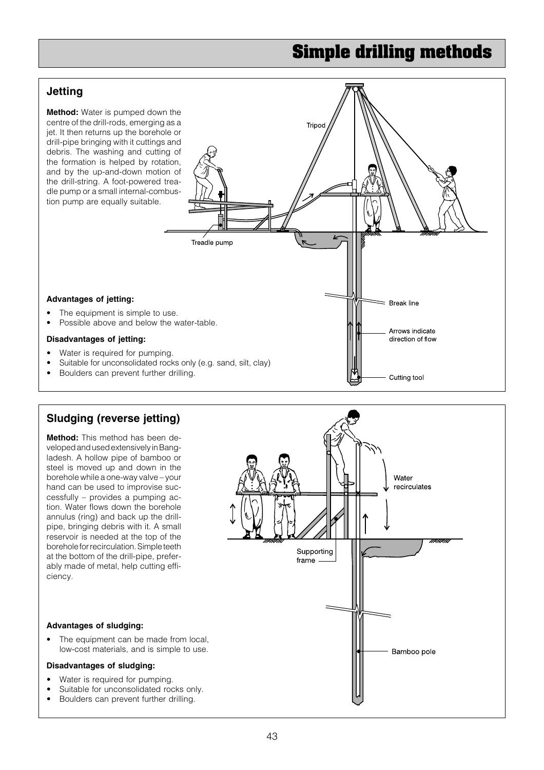# Simple drilling methods

## Jetting

**Method:** Water is pumped down the centre of the drill-rods, emerging as a jet. It then returns up the borehole or drill-pipe bringing with it cuttings and debris. The washing and cutting of the formation is helped by rotation, and by the up-and-down motion of the drill-string. A foot-powered treadle pump or a small internal-combustion pump are equally suitable.

Tripod

Treadle pump

Break line

Arrows indicate direction of flow

Cutting tool

### Advantages of jetting:

- The equipment is simple to use.
- Possible above and below the water-table.

### Disadvantages of jetting:

- Water is required for pumping.
- Suitable for unconsolidated rocks only (e.g. sand, silt, clay)
- Boulders can prevent further drilling.

## Sludging (reverse jetting)

**Method:** This method has been developed and used extensively in Bangladesh. A hollow pipe of bamboo or steel is moved up and down in the borehole while a one-way valve – your hand can be used to improvise successfully – provides a pumping action. Water flows down the borehole annulus (ring) and back up the drill-pipe, bringing debris with it. A small reservoir is needed at the top of the borehole for recirculation. Simple teeth at the bottom of the drill-pipe, preferably made of metal, help cutting efficiency.

Water recirculates

Supporting frame

Bamboo pole

### Advantages of sludging:

- The equipment can be made from local, low-cost materials, and is simple to use.

### Disadvantages of sludging:

- Water is required for pumping.
- Suitable for unconsolidated rocks only.
- Boulders can prevent further drilling.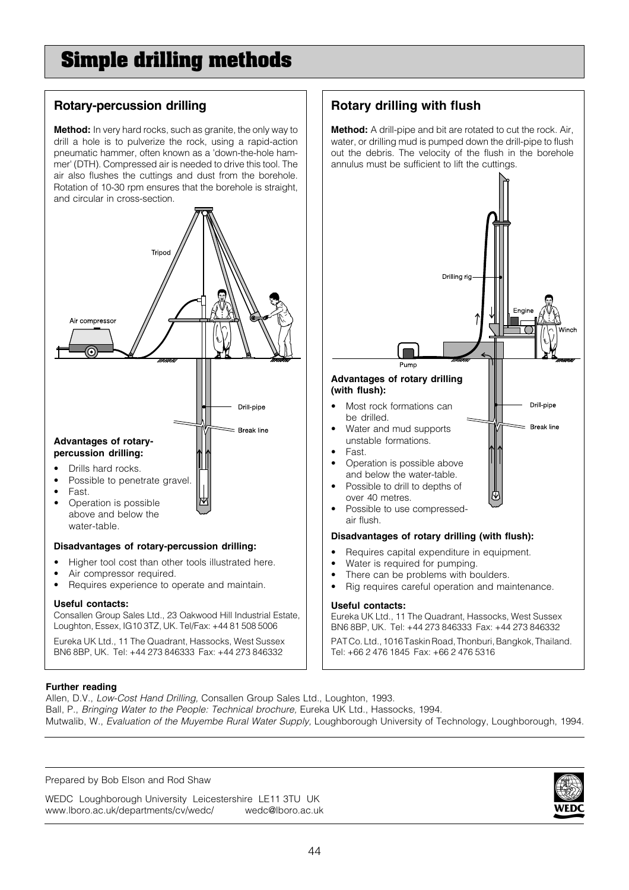# Simple drilling methods

## Rotary-percussion drilling

**Method:** In very hard rocks, such as granite, the only way to drill a hole is to pulverize the rock, using a rapid-action pneumatic hammer, often known as a 'down-the-hole hammer' (DTH). Compressed air is needed to drive this tool. The air also flushes the cuttings and dust from the borehole. Rotation of 10-30 rpm ensures that the borehole is straight, and circular in cross-section.

Tripod

Air compressor

Drill-pipe

Break line

### Advantages of rotary-percussion drilling:

- Drills hard rocks.
- Possible to penetrate gravel.
- Fast.
- Operation is possible above and below the water-table.

### Disadvantages of rotary-percussion drilling:

- Higher tool cost than other tools illustrated here.
- Air compressor required.
- Requires experience to operate and maintain.

### Useful contacts:

Consallen Group Sales Ltd., 23 Oakwood Hill Industrial Estate, Loughton, Essex, IG10 3TZ, UK. Tel/Fax: +44 81 508 5006

Eureka UK Ltd., 11 The Quadrant, Hassocks, West Sussex BN6 8BP, UK. Tel: +44 273 846333 Fax: +44 273 846332

## Rotary drilling with flush

**Method:** A drill-pipe and bit are rotated to cut the rock. Air, water, or drilling mud is pumped down the drill-pipe to flush out the debris. The velocity of the flush in the borehole annulus must be sufficient to lift the cuttings.

Drilling rig

Engine

Winch

Pump

Drill-pipe

Break line

### Advantages of rotary drilling (with flush):

- Most rock formations can be drilled.
- Water and mud supports unstable formations.
- Fast.
- Operation is possible above and below the water-table.
- Possible to drill to depths of over 40 metres.
- Possible to use compressed-air flush.

### Disadvantages of rotary drilling (with flush):

- Requires capital expenditure in equipment.
- Water is required for pumping.
- There can be problems with boulders.
- Rig requires careful operation and maintenance.

### Useful contacts:

Eureka UK Ltd., 11 The Quadrant, Hassocks, West Sussex BN6 8BP, UK. Tel: +44 273 846333 Fax: +44 273 846332

PAT Co. Ltd., 1016 Taskin Road, Thonburi, Bangkok, Thailand. Tel: +66 2 476 1845 Fax: +66 2 476 5316

### Further reading

Allen, D.V., *Low-Cost Hand Drilling,* Consallen Group Sales Ltd., Loughton, 1993.

Ball, P., *Bringing Water to the People: Technical brochure,* Eureka UK Ltd., Hassocks, 1994.

Mutwalib, W., *Evaluation of the Muyembe Rural Water Supply,* Loughborough University of Technology, Loughborough, 1994.

Prepared by Bob Elson and Rod Shaw

WEDC Loughborough University Leicestershire LE11 3TU UK
www.lboro.ac.uk/departments/cv/wedc/ wedc@lboro.ac.uk